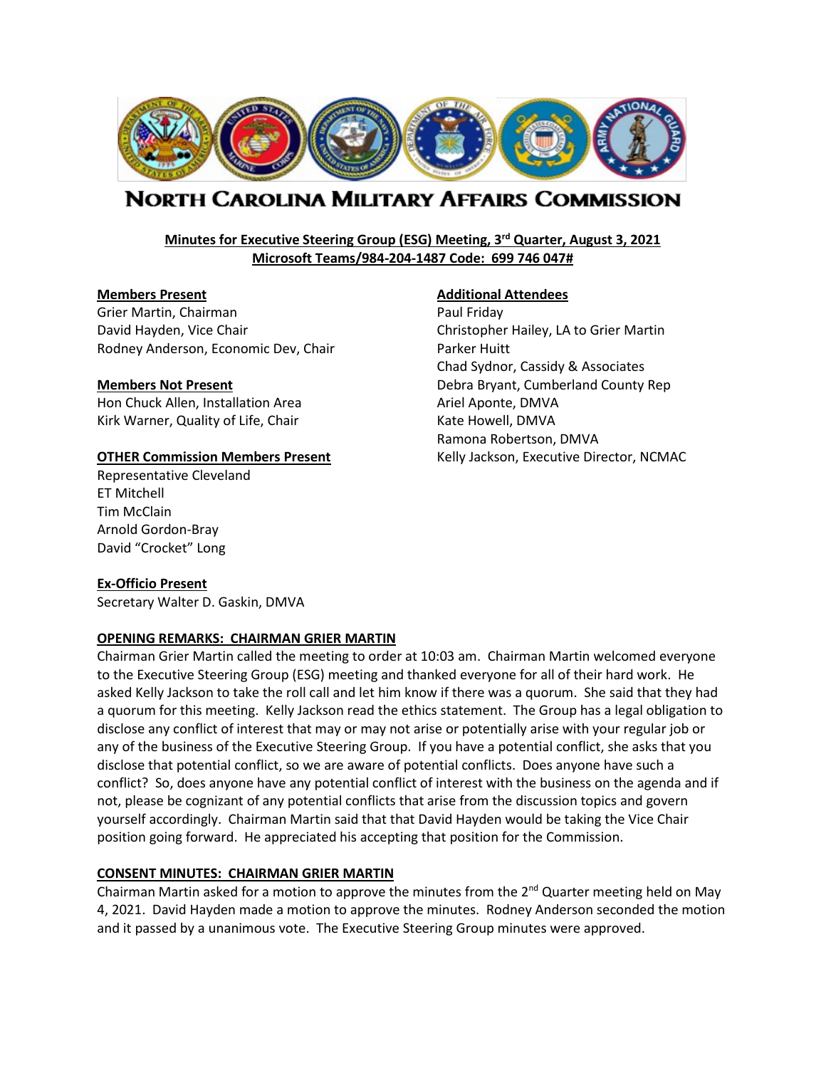# North Carolina Military Affairs Commission

**Minutes for Executive Steering Group (ESG) Meeting, 3rd Quarter, August 3, 2021**
**Microsoft Teams/984-204-1487 Code: 699 746 047#**

**Members Present**
Grier Martin, Chairman
David Hayden, Vice Chair
Rodney Anderson, Economic Dev, Chair

**Members Not Present**
Hon Chuck Allen, Installation Area
Kirk Warner, Quality of Life, Chair

**OTHER Commission Members Present**
Representative Cleveland
ET Mitchell
Tim McClain
Arnold Gordon-Bray
David "Crocket" Long

**Ex-Officio Present**
Secretary Walter D. Gaskin, DMVA

**Additional Attendees**
Paul Friday
Christopher Hailey, LA to Grier Martin
Parker Huitt
Chad Sydnor, Cassidy & Associates
Debra Bryant, Cumberland County Rep
Ariel Aponte, DMVA
Kate Howell, DMVA
Ramona Robertson, DMVA
Kelly Jackson, Executive Director, NCMAC

**OPENING REMARKS: CHAIRMAN GRIER MARTIN**

Chairman Grier Martin called the meeting to order at 10:03 am. Chairman Martin welcomed everyone to the Executive Steering Group (ESG) meeting and thanked everyone for all of their hard work. He asked Kelly Jackson to take the roll call and let him know if there was a quorum. She said that they had a quorum for this meeting. Kelly Jackson read the ethics statement. The Group has a legal obligation to disclose any conflict of interest that may or may not arise or potentially arise with your regular job or any of the business of the Executive Steering Group. If you have a potential conflict, she asks that you disclose that potential conflict, so we are aware of potential conflicts. Does anyone have such a conflict? So, does anyone have any potential conflict of interest with the business on the agenda and if not, please be cognizant of any potential conflicts that arise from the discussion topics and govern yourself accordingly. Chairman Martin said that that David Hayden would be taking the Vice Chair position going forward. He appreciated his accepting that position for the Commission.

**CONSENT MINUTES: CHAIRMAN GRIER MARTIN**

Chairman Martin asked for a motion to approve the minutes from the 2nd Quarter meeting held on May 4, 2021. David Hayden made a motion to approve the minutes. Rodney Anderson seconded the motion and it passed by a unanimous vote. The Executive Steering Group minutes were approved.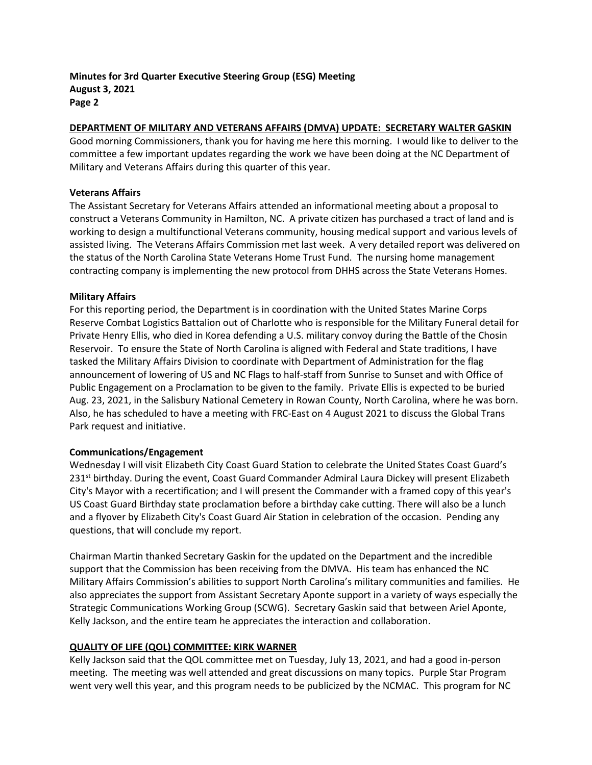**DEPARTMENT OF MILITARY AND VETERANS AFFAIRS (DMVA) UPDATE: SECRETARY WALTER GASKIN**

Good morning Commissioners, thank you for having me here this morning. I would like to deliver to the committee a few important updates regarding the work we have been doing at the NC Department of Military and Veterans Affairs during this quarter of this year.

**Veterans Affairs**

The Assistant Secretary for Veterans Affairs attended an informational meeting about a proposal to construct a Veterans Community in Hamilton, NC. A private citizen has purchased a tract of land and is working to design a multifunctional Veterans community, housing medical support and various levels of assisted living. The Veterans Affairs Commission met last week. A very detailed report was delivered on the status of the North Carolina State Veterans Home Trust Fund. The nursing home management contracting company is implementing the new protocol from DHHS across the State Veterans Homes.

**Military Affairs**

For this reporting period, the Department is in coordination with the United States Marine Corps Reserve Combat Logistics Battalion out of Charlotte who is responsible for the Military Funeral detail for Private Henry Ellis, who died in Korea defending a U.S. military convoy during the Battle of the Chosin Reservoir. To ensure the State of North Carolina is aligned with Federal and State traditions, I have tasked the Military Affairs Division to coordinate with Department of Administration for the flag announcement of lowering of US and NC Flags to half-staff from Sunrise to Sunset and with Office of Public Engagement on a Proclamation to be given to the family. Private Ellis is expected to be buried Aug. 23, 2021, in the Salisbury National Cemetery in Rowan County, North Carolina, where he was born. Also, he has scheduled to have a meeting with FRC-East on 4 August 2021 to discuss the Global Trans Park request and initiative.

**Communications/Engagement**

Wednesday I will visit Elizabeth City Coast Guard Station to celebrate the United States Coast Guard's 231st birthday. During the event, Coast Guard Commander Admiral Laura Dickey will present Elizabeth City's Mayor with a recertification; and I will present the Commander with a framed copy of this year's US Coast Guard Birthday state proclamation before a birthday cake cutting. There will also be a lunch and a flyover by Elizabeth City's Coast Guard Air Station in celebration of the occasion. Pending any questions, that will conclude my report.

Chairman Martin thanked Secretary Gaskin for the updated on the Department and the incredible support that the Commission has been receiving from the DMVA. His team has enhanced the NC Military Affairs Commission's abilities to support North Carolina's military communities and families. He also appreciates the support from Assistant Secretary Aponte support in a variety of ways especially the Strategic Communications Working Group (SCWG). Secretary Gaskin said that between Ariel Aponte, Kelly Jackson, and the entire team he appreciates the interaction and collaboration.

**QUALITY OF LIFE (QOL) COMMITTEE: KIRK WARNER**

Kelly Jackson said that the QOL committee met on Tuesday, July 13, 2021, and had a good in-person meeting. The meeting was well attended and great discussions on many topics. Purple Star Program went very well this year, and this program needs to be publicized by the NCMAC. This program for NC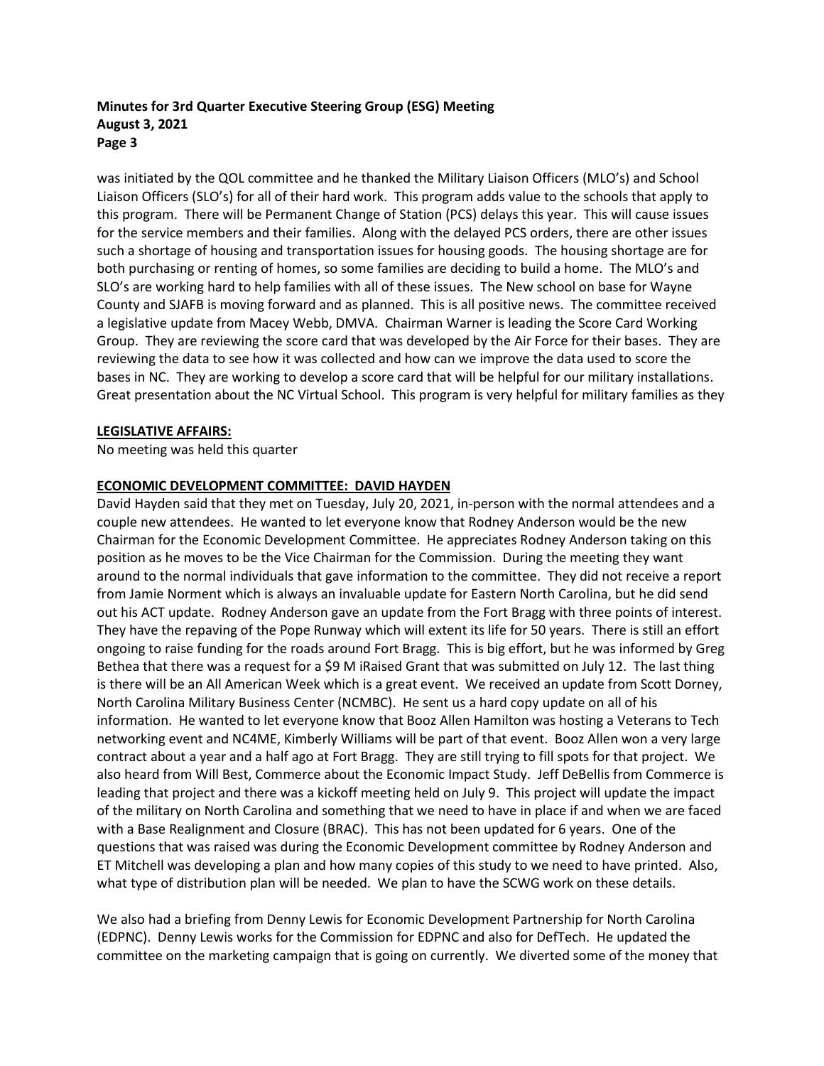was initiated by the QOL committee and he thanked the Military Liaison Officers (MLO's) and School Liaison Officers (SLO's) for all of their hard work. This program adds value to the schools that apply to this program. There will be Permanent Change of Station (PCS) delays this year. This will cause issues for the service members and their families. Along with the delayed PCS orders, there are other issues such a shortage of housing and transportation issues for housing goods. The housing shortage are for both purchasing or renting of homes, so some families are deciding to build a home. The MLO's and SLO's are working hard to help families with all of these issues. The New school on base for Wayne County and SJAFB is moving forward and as planned. This is all positive news. The committee received a legislative update from Macey Webb, DMVA. Chairman Warner is leading the Score Card Working Group. They are reviewing the score card that was developed by the Air Force for their bases. They are reviewing the data to see how it was collected and how can we improve the data used to score the bases in NC. They are working to develop a score card that will be helpful for our military installations. Great presentation about the NC Virtual School. This program is very helpful for military families as they

**LEGISLATIVE AFFAIRS:**

No meeting was held this quarter

**ECONOMIC DEVELOPMENT COMMITTEE: DAVID HAYDEN**

David Hayden said that they met on Tuesday, July 20, 2021, in-person with the normal attendees and a couple new attendees. He wanted to let everyone know that Rodney Anderson would be the new Chairman for the Economic Development Committee. He appreciates Rodney Anderson taking on this position as he moves to be the Vice Chairman for the Commission. During the meeting they want around to the normal individuals that gave information to the committee. They did not receive a report from Jamie Norment which is always an invaluable update for Eastern North Carolina, but he did send out his ACT update. Rodney Anderson gave an update from the Fort Bragg with three points of interest. They have the repaving of the Pope Runway which will extent its life for 50 years. There is still an effort ongoing to raise funding for the roads around Fort Bragg. This is big effort, but he was informed by Greg Bethea that there was a request for a $9 M iRaised Grant that was submitted on July 12. The last thing is there will be an All American Week which is a great event. We received an update from Scott Dorney, North Carolina Military Business Center (NCMBC). He sent us a hard copy update on all of his information. He wanted to let everyone know that Booz Allen Hamilton was hosting a Veterans to Tech networking event and NC4ME, Kimberly Williams will be part of that event. Booz Allen won a very large contract about a year and a half ago at Fort Bragg. They are still trying to fill spots for that project. We also heard from Will Best, Commerce about the Economic Impact Study. Jeff DeBellis from Commerce is leading that project and there was a kickoff meeting held on July 9. This project will update the impact of the military on North Carolina and something that we need to have in place if and when we are faced with a Base Realignment and Closure (BRAC). This has not been updated for 6 years. One of the questions that was raised was during the Economic Development committee by Rodney Anderson and ET Mitchell was developing a plan and how many copies of this study to we need to have printed. Also, what type of distribution plan will be needed. We plan to have the SCWG work on these details.

We also had a briefing from Denny Lewis for Economic Development Partnership for North Carolina (EDPNC). Denny Lewis works for the Commission for EDPNC and also for DefTech. He updated the committee on the marketing campaign that is going on currently. We diverted some of the money that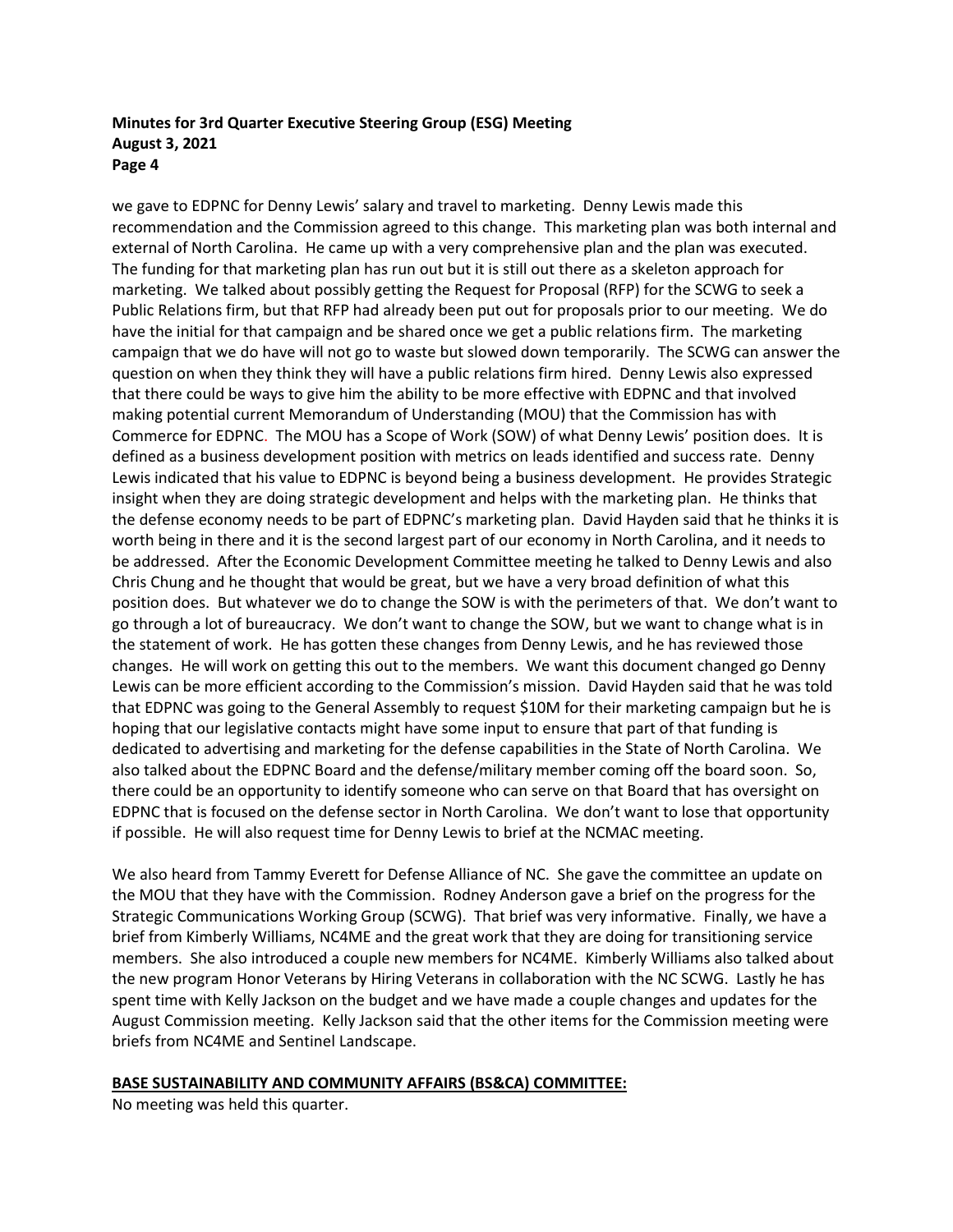we gave to EDPNC for Denny Lewis' salary and travel to marketing. Denny Lewis made this recommendation and the Commission agreed to this change. This marketing plan was both internal and external of North Carolina. He came up with a very comprehensive plan and the plan was executed. The funding for that marketing plan has run out but it is still out there as a skeleton approach for marketing. We talked about possibly getting the Request for Proposal (RFP) for the SCWG to seek a Public Relations firm, but that RFP had already been put out for proposals prior to our meeting. We do have the initial for that campaign and be shared once we get a public relations firm. The marketing campaign that we do have will not go to waste but slowed down temporarily. The SCWG can answer the question on when they think they will have a public relations firm hired. Denny Lewis also expressed that there could be ways to give him the ability to be more effective with EDPNC and that involved making potential current Memorandum of Understanding (MOU) that the Commission has with Commerce for EDPNC. The MOU has a Scope of Work (SOW) of what Denny Lewis' position does. It is defined as a business development position with metrics on leads identified and success rate. Denny Lewis indicated that his value to EDPNC is beyond being a business development. He provides Strategic insight when they are doing strategic development and helps with the marketing plan. He thinks that the defense economy needs to be part of EDPNC's marketing plan. David Hayden said that he thinks it is worth being in there and it is the second largest part of our economy in North Carolina, and it needs to be addressed. After the Economic Development Committee meeting he talked to Denny Lewis and also Chris Chung and he thought that would be great, but we have a very broad definition of what this position does. But whatever we do to change the SOW is with the perimeters of that. We don't want to go through a lot of bureaucracy. We don't want to change the SOW, but we want to change what is in the statement of work. He has gotten these changes from Denny Lewis, and he has reviewed those changes. He will work on getting this out to the members. We want this document changed go Denny Lewis can be more efficient according to the Commission's mission. David Hayden said that he was told that EDPNC was going to the General Assembly to request $10M for their marketing campaign but he is hoping that our legislative contacts might have some input to ensure that part of that funding is dedicated to advertising and marketing for the defense capabilities in the State of North Carolina. We also talked about the EDPNC Board and the defense/military member coming off the board soon. So, there could be an opportunity to identify someone who can serve on that Board that has oversight on EDPNC that is focused on the defense sector in North Carolina. We don't want to lose that opportunity if possible. He will also request time for Denny Lewis to brief at the NCMAC meeting.

We also heard from Tammy Everett for Defense Alliance of NC. She gave the committee an update on the MOU that they have with the Commission. Rodney Anderson gave a brief on the progress for the Strategic Communications Working Group (SCWG). That brief was very informative. Finally, we have a brief from Kimberly Williams, NC4ME and the great work that they are doing for transitioning service members. She also introduced a couple new members for NC4ME. Kimberly Williams also talked about the new program Honor Veterans by Hiring Veterans in collaboration with the NC SCWG. Lastly he has spent time with Kelly Jackson on the budget and we have made a couple changes and updates for the August Commission meeting. Kelly Jackson said that the other items for the Commission meeting were briefs from NC4ME and Sentinel Landscape.

**BASE SUSTAINABILITY AND COMMUNITY AFFAIRS (BS&CA) COMMITTEE:**

No meeting was held this quarter.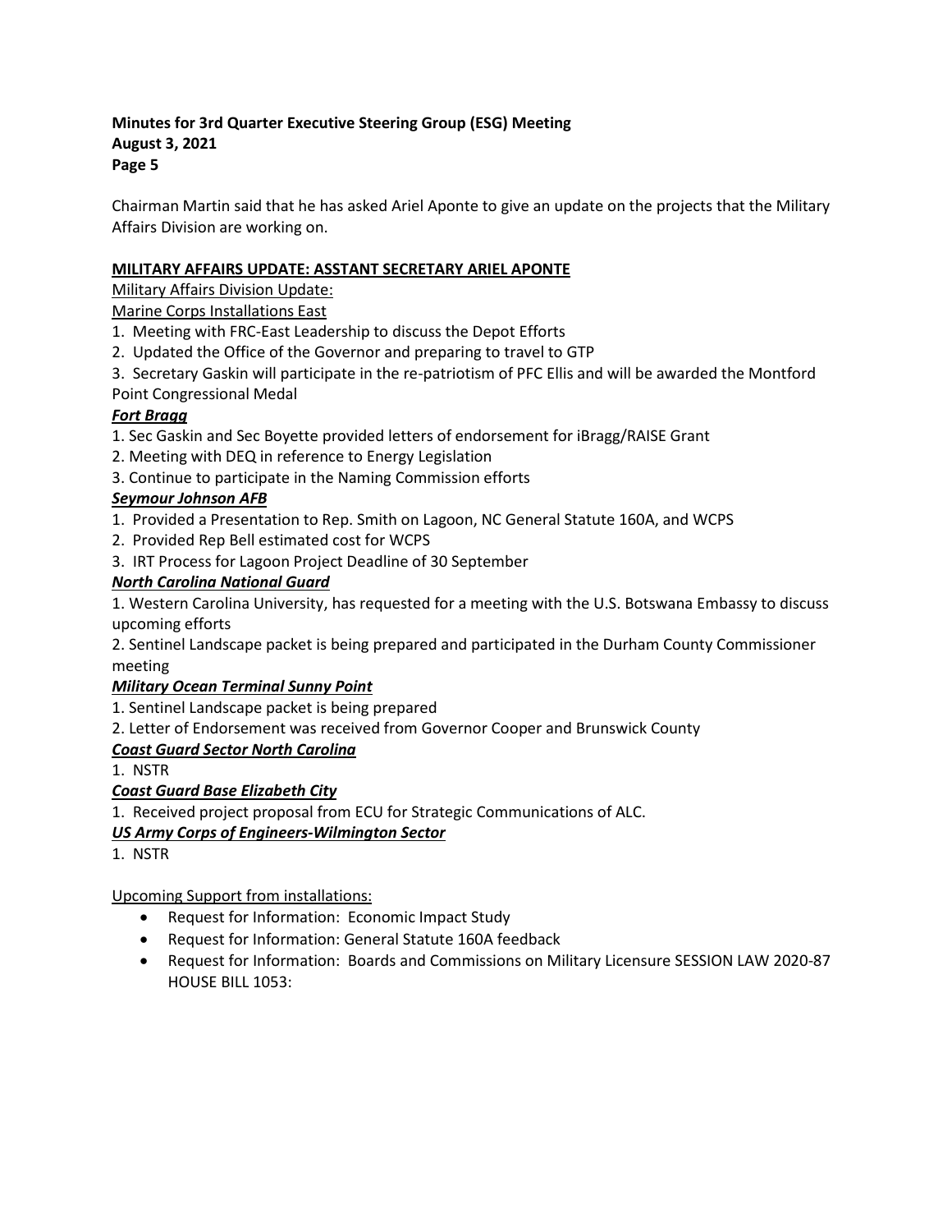Chairman Martin said that he has asked Ariel Aponte to give an update on the projects that the Military Affairs Division are working on.

**MILITARY AFFAIRS UPDATE: ASSTANT SECRETARY ARIEL APONTE**

Military Affairs Division Update:

Marine Corps Installations East

1. Meeting with FRC-East Leadership to discuss the Depot Efforts
2. Updated the Office of the Governor and preparing to travel to GTP
3. Secretary Gaskin will participate in the re-patriotism of PFC Ellis and will be awarded the Montford Point Congressional Medal

***Fort Bragg***

1. Sec Gaskin and Sec Boyette provided letters of endorsement for iBragg/RAISE Grant
2. Meeting with DEQ in reference to Energy Legislation
3. Continue to participate in the Naming Commission efforts

***Seymour Johnson AFB***

1. Provided a Presentation to Rep. Smith on Lagoon, NC General Statute 160A, and WCPS
2. Provided Rep Bell estimated cost for WCPS
3. IRT Process for Lagoon Project Deadline of 30 September

***North Carolina National Guard***

1. Western Carolina University, has requested for a meeting with the U.S. Botswana Embassy to discuss upcoming efforts
2. Sentinel Landscape packet is being prepared and participated in the Durham County Commissioner meeting

***Military Ocean Terminal Sunny Point***

1. Sentinel Landscape packet is being prepared
2. Letter of Endorsement was received from Governor Cooper and Brunswick County

***Coast Guard Sector North Carolina***

1. NSTR

***Coast Guard Base Elizabeth City***

1. Received project proposal from ECU for Strategic Communications of ALC.

***US Army Corps of Engineers-Wilmington Sector***

1. NSTR

Upcoming Support from installations:

- Request for Information: Economic Impact Study
- Request for Information: General Statute 160A feedback
- Request for Information: Boards and Commissions on Military Licensure SESSION LAW 2020-87 HOUSE BILL 1053: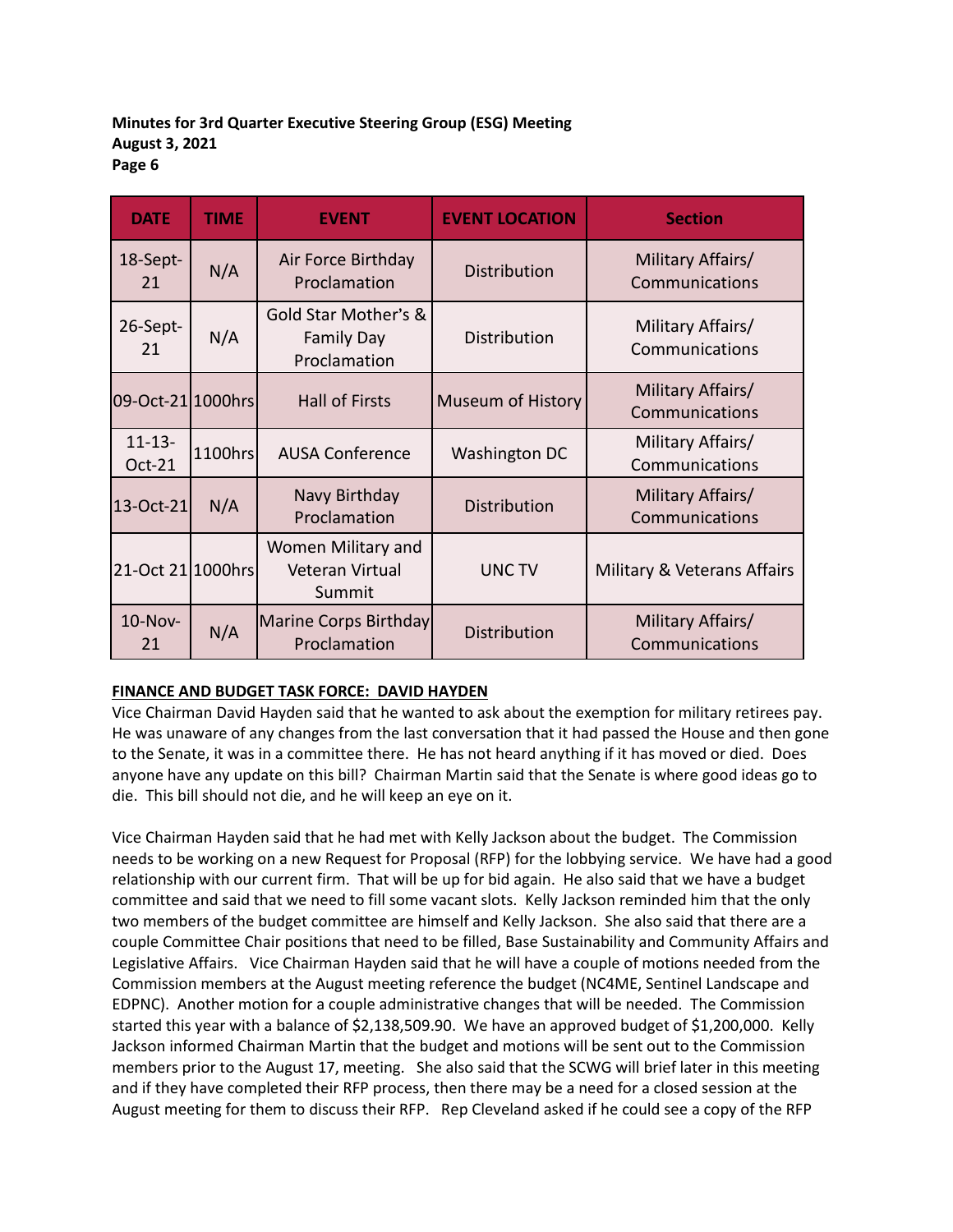| DATE | TIME | EVENT | EVENT LOCATION | Section |
| --- | --- | --- | --- | --- |
| 18-Sept-21 | N/A | Air Force Birthday Proclamation | Distribution | Military Affairs/ Communications |
| 26-Sept-21 | N/A | Gold Star Mother's & Family Day Proclamation | Distribution | Military Affairs/ Communications |
| 09-Oct-21 | 1000hrs | Hall of Firsts | Museum of History | Military Affairs/ Communications |
| 11-13-Oct-21 | 1100hrs | AUSA Conference | Washington DC | Military Affairs/ Communications |
| 13-Oct-21 | N/A | Navy Birthday Proclamation | Distribution | Military Affairs/ Communications |
| 21-Oct 21 | 1000hrs | Women Military and Veteran Virtual Summit | UNC TV | Military & Veterans Affairs |
| 10-Nov-21 | N/A | Marine Corps Birthday Proclamation | Distribution | Military Affairs/ Communications |

**FINANCE AND BUDGET TASK FORCE: DAVID HAYDEN**

Vice Chairman David Hayden said that he wanted to ask about the exemption for military retirees pay. He was unaware of any changes from the last conversation that it had passed the House and then gone to the Senate, it was in a committee there. He has not heard anything if it has moved or died. Does anyone have any update on this bill? Chairman Martin said that the Senate is where good ideas go to die. This bill should not die, and he will keep an eye on it.

Vice Chairman Hayden said that he had met with Kelly Jackson about the budget. The Commission needs to be working on a new Request for Proposal (RFP) for the lobbying service. We have had a good relationship with our current firm. That will be up for bid again. He also said that we have a budget committee and said that we need to fill some vacant slots. Kelly Jackson reminded him that the only two members of the budget committee are himself and Kelly Jackson. She also said that there are a couple Committee Chair positions that need to be filled, Base Sustainability and Community Affairs and Legislative Affairs. Vice Chairman Hayden said that he will have a couple of motions needed from the Commission members at the August meeting reference the budget (NC4ME, Sentinel Landscape and EDPNC). Another motion for a couple administrative changes that will be needed. The Commission started this year with a balance of $2,138,509.90. We have an approved budget of $1,200,000. Kelly Jackson informed Chairman Martin that the budget and motions will be sent out to the Commission members prior to the August 17, meeting. She also said that the SCWG will brief later in this meeting and if they have completed their RFP process, then there may be a need for a closed session at the August meeting for them to discuss their RFP. Rep Cleveland asked if he could see a copy of the RFP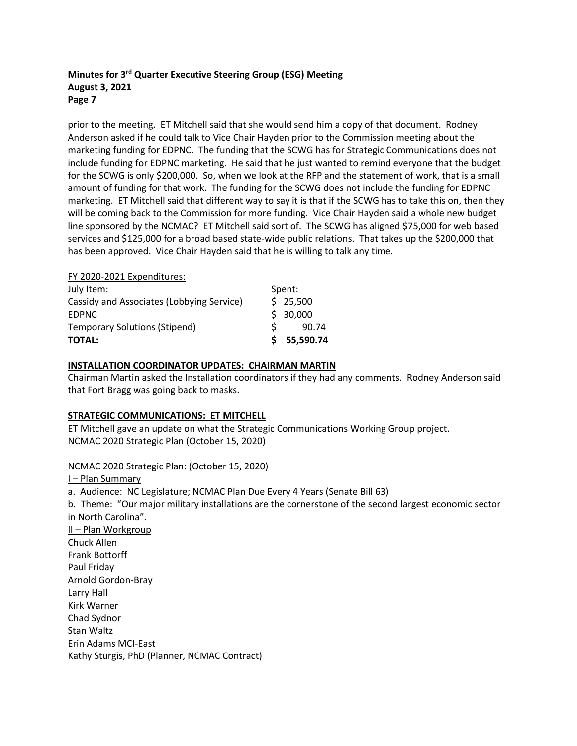prior to the meeting. ET Mitchell said that she would send him a copy of that document. Rodney Anderson asked if he could talk to Vice Chair Hayden prior to the Commission meeting about the marketing funding for EDPNC. The funding that the SCWG has for Strategic Communications does not include funding for EDPNC marketing. He said that he just wanted to remind everyone that the budget for the SCWG is only $200,000. So, when we look at the RFP and the statement of work, that is a small amount of funding for that work. The funding for the SCWG does not include the funding for EDPNC marketing. ET Mitchell said that different way to say it is that if the SCWG has to take this on, then they will be coming back to the Commission for more funding. Vice Chair Hayden said a whole new budget line sponsored by the NCMAC? ET Mitchell said sort of. The SCWG has aligned $75,000 for web based services and $125,000 for a broad based state-wide public relations. That takes up the $200,000 that has been approved. Vice Chair Hayden said that he is willing to talk any time.

FY 2020-2021 Expenditures:

| July Item: | Spent: |
|---|---|
| Cassidy and Associates (Lobbying Service) | $ 25,500 |
| EDPNC | $ 30,000 |
| Temporary Solutions (Stipend) | $ 90.74 |
| **TOTAL:** | **$ 55,590.74** |

**INSTALLATION COORDINATOR UPDATES: CHAIRMAN MARTIN**

Chairman Martin asked the Installation coordinators if they had any comments. Rodney Anderson said that Fort Bragg was going back to masks.

**STRATEGIC COMMUNICATIONS: ET MITCHELL**

ET Mitchell gave an update on what the Strategic Communications Working Group project.
NCMAC 2020 Strategic Plan (October 15, 2020)

NCMAC 2020 Strategic Plan: (October 15, 2020)

I – Plan Summary

a. Audience: NC Legislature; NCMAC Plan Due Every 4 Years (Senate Bill 63)

b. Theme: "Our major military installations are the cornerstone of the second largest economic sector in North Carolina".

II – Plan Workgroup

Chuck Allen
Frank Bottorff
Paul Friday
Arnold Gordon-Bray
Larry Hall
Kirk Warner
Chad Sydnor
Stan Waltz
Erin Adams MCI-East
Kathy Sturgis, PhD (Planner, NCMAC Contract)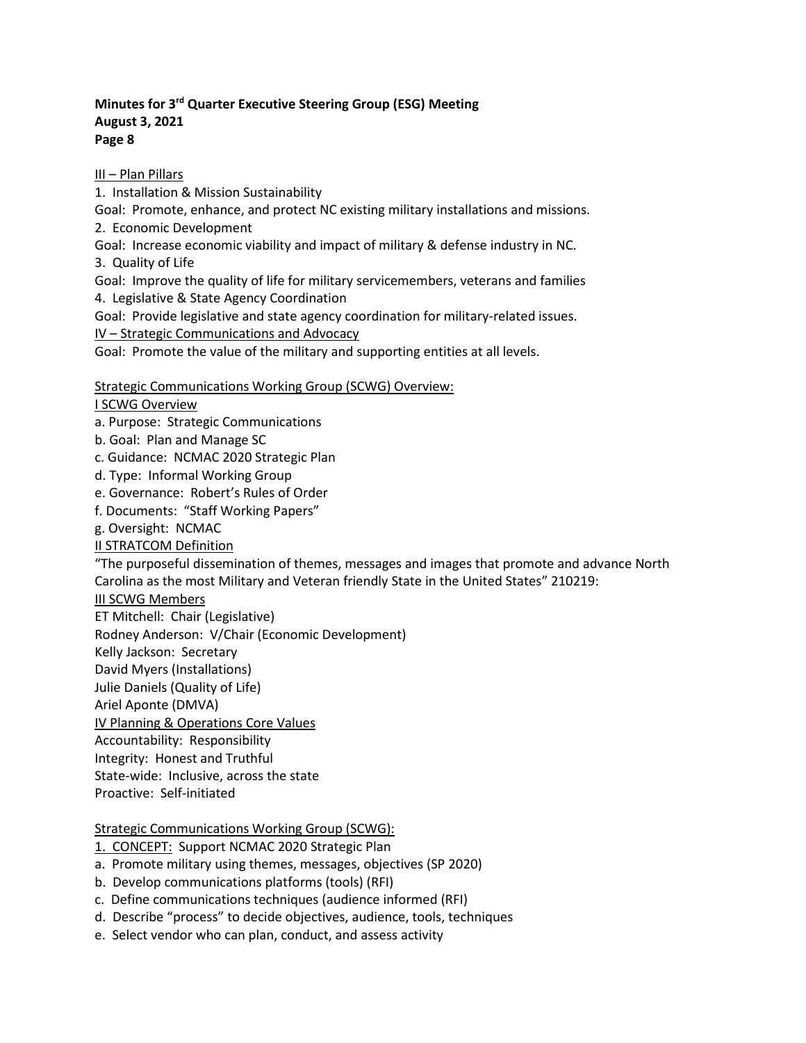III – Plan Pillars

1. Installation & Mission Sustainability

Goal: Promote, enhance, and protect NC existing military installations and missions.

2. Economic Development

Goal: Increase economic viability and impact of military & defense industry in NC.

3. Quality of Life

Goal: Improve the quality of life for military servicemembers, veterans and families

4. Legislative & State Agency Coordination

Goal: Provide legislative and state agency coordination for military-related issues.

IV – Strategic Communications and Advocacy

Goal: Promote the value of the military and supporting entities at all levels.

Strategic Communications Working Group (SCWG) Overview:

I SCWG Overview

a. Purpose: Strategic Communications
b. Goal: Plan and Manage SC
c. Guidance: NCMAC 2020 Strategic Plan
d. Type: Informal Working Group
e. Governance: Robert's Rules of Order
f. Documents: "Staff Working Papers"
g. Oversight: NCMAC

II STRATCOM Definition

"The purposeful dissemination of themes, messages and images that promote and advance North Carolina as the most Military and Veteran friendly State in the United States" 210219:

III SCWG Members

ET Mitchell: Chair (Legislative)
Rodney Anderson: V/Chair (Economic Development)
Kelly Jackson: Secretary
David Myers (Installations)
Julie Daniels (Quality of Life)
Ariel Aponte (DMVA)

IV Planning & Operations Core Values

Accountability: Responsibility
Integrity: Honest and Truthful
State-wide: Inclusive, across the state
Proactive: Self-initiated

Strategic Communications Working Group (SCWG):

1. CONCEPT: Support NCMAC 2020 Strategic Plan

a. Promote military using themes, messages, objectives (SP 2020)
b. Develop communications platforms (tools) (RFI)
c. Define communications techniques (audience informed (RFI)
d. Describe "process" to decide objectives, audience, tools, techniques
e. Select vendor who can plan, conduct, and assess activity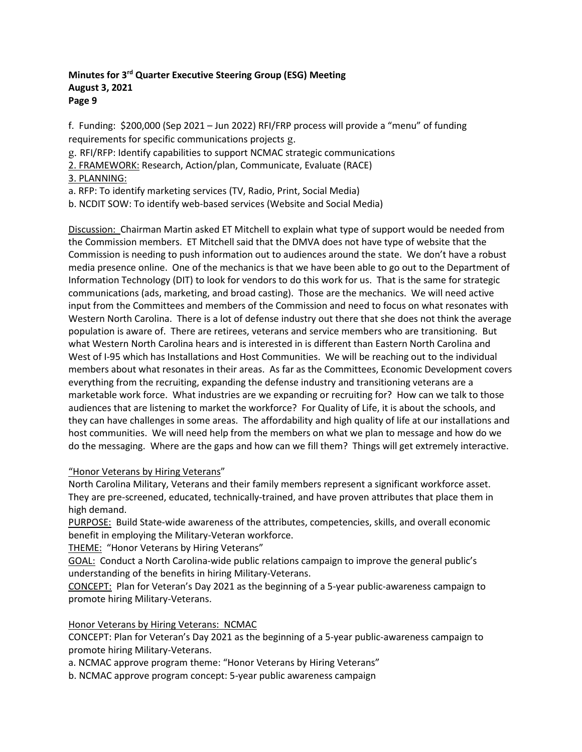f. Funding: $200,000 (Sep 2021 – Jun 2022) RFI/FRP process will provide a "menu" of funding requirements for specific communications projects g.

g. RFI/RFP: Identify capabilities to support NCMAC strategic communications

2. FRAMEWORK: Research, Action/plan, Communicate, Evaluate (RACE)

3. PLANNING:

a. RFP: To identify marketing services (TV, Radio, Print, Social Media)

b. NCDIT SOW: To identify web-based services (Website and Social Media)

Discussion: Chairman Martin asked ET Mitchell to explain what type of support would be needed from the Commission members. ET Mitchell said that the DMVA does not have type of website that the Commission is needing to push information out to audiences around the state. We don't have a robust media presence online. One of the mechanics is that we have been able to go out to the Department of Information Technology (DIT) to look for vendors to do this work for us. That is the same for strategic communications (ads, marketing, and broad casting). Those are the mechanics. We will need active input from the Committees and members of the Commission and need to focus on what resonates with Western North Carolina. There is a lot of defense industry out there that she does not think the average population is aware of. There are retirees, veterans and service members who are transitioning. But what Western North Carolina hears and is interested in is different than Eastern North Carolina and West of I-95 which has Installations and Host Communities. We will be reaching out to the individual members about what resonates in their areas. As far as the Committees, Economic Development covers everything from the recruiting, expanding the defense industry and transitioning veterans are a marketable work force. What industries are we expanding or recruiting for? How can we talk to those audiences that are listening to market the workforce? For Quality of Life, it is about the schools, and they can have challenges in some areas. The affordability and high quality of life at our installations and host communities. We will need help from the members on what we plan to message and how do we do the messaging. Where are the gaps and how can we fill them? Things will get extremely interactive.

"Honor Veterans by Hiring Veterans"

North Carolina Military, Veterans and their family members represent a significant workforce asset. They are pre-screened, educated, technically-trained, and have proven attributes that place them in high demand.

PURPOSE: Build State-wide awareness of the attributes, competencies, skills, and overall economic benefit in employing the Military-Veteran workforce.

THEME: "Honor Veterans by Hiring Veterans"

GOAL: Conduct a North Carolina-wide public relations campaign to improve the general public's understanding of the benefits in hiring Military-Veterans.

CONCEPT: Plan for Veteran's Day 2021 as the beginning of a 5-year public-awareness campaign to promote hiring Military-Veterans.

Honor Veterans by Hiring Veterans: NCMAC

CONCEPT: Plan for Veteran's Day 2021 as the beginning of a 5-year public-awareness campaign to promote hiring Military-Veterans.

a. NCMAC approve program theme: "Honor Veterans by Hiring Veterans"

b. NCMAC approve program concept: 5-year public awareness campaign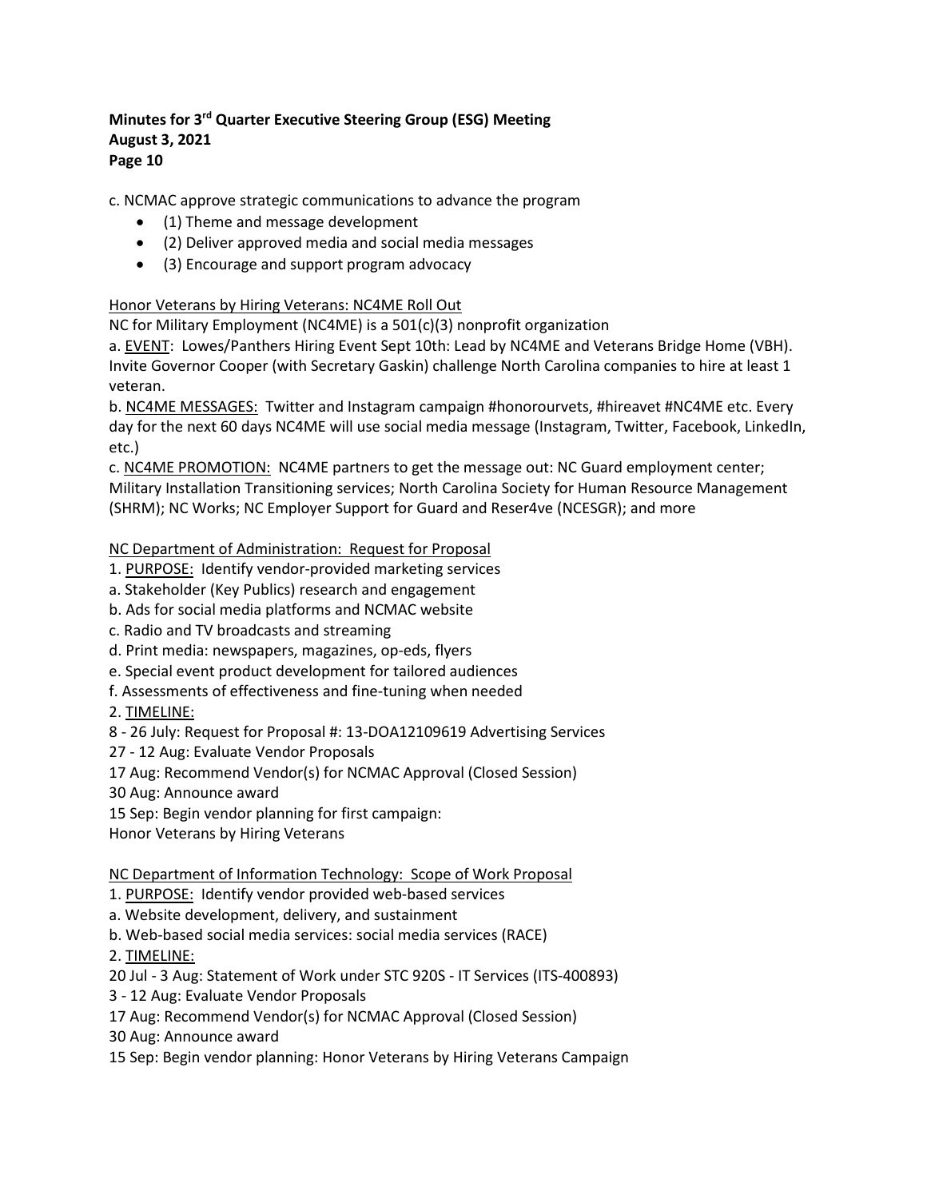c. NCMAC approve strategic communications to advance the program

- (1) Theme and message development
- (2) Deliver approved media and social media messages
- (3) Encourage and support program advocacy

Honor Veterans by Hiring Veterans: NC4ME Roll Out

NC for Military Employment (NC4ME) is a 501(c)(3) nonprofit organization

a. EVENT: Lowes/Panthers Hiring Event Sept 10th: Lead by NC4ME and Veterans Bridge Home (VBH). Invite Governor Cooper (with Secretary Gaskin) challenge North Carolina companies to hire at least 1 veteran.

b. NC4ME MESSAGES: Twitter and Instagram campaign #honorourvets, #hireavet #NC4ME etc. Every day for the next 60 days NC4ME will use social media message (Instagram, Twitter, Facebook, LinkedIn, etc.)

c. NC4ME PROMOTION: NC4ME partners to get the message out: NC Guard employment center; Military Installation Transitioning services; North Carolina Society for Human Resource Management (SHRM); NC Works; NC Employer Support for Guard and Reser4ve (NCESGR); and more

NC Department of Administration: Request for Proposal

1. PURPOSE: Identify vendor-provided marketing services

a. Stakeholder (Key Publics) research and engagement

b. Ads for social media platforms and NCMAC website

c. Radio and TV broadcasts and streaming

d. Print media: newspapers, magazines, op-eds, flyers

e. Special event product development for tailored audiences

f. Assessments of effectiveness and fine-tuning when needed

2. TIMELINE:

8 - 26 July: Request for Proposal #: 13-DOA12109619 Advertising Services

27 - 12 Aug: Evaluate Vendor Proposals

17 Aug: Recommend Vendor(s) for NCMAC Approval (Closed Session)

30 Aug: Announce award

15 Sep: Begin vendor planning for first campaign:

Honor Veterans by Hiring Veterans

NC Department of Information Technology: Scope of Work Proposal

1. PURPOSE: Identify vendor provided web-based services

a. Website development, delivery, and sustainment

b. Web-based social media services: social media services (RACE)

2. TIMELINE:

20 Jul - 3 Aug: Statement of Work under STC 920S - IT Services (ITS-400893)

3 - 12 Aug: Evaluate Vendor Proposals

17 Aug: Recommend Vendor(s) for NCMAC Approval (Closed Session)

30 Aug: Announce award

15 Sep: Begin vendor planning: Honor Veterans by Hiring Veterans Campaign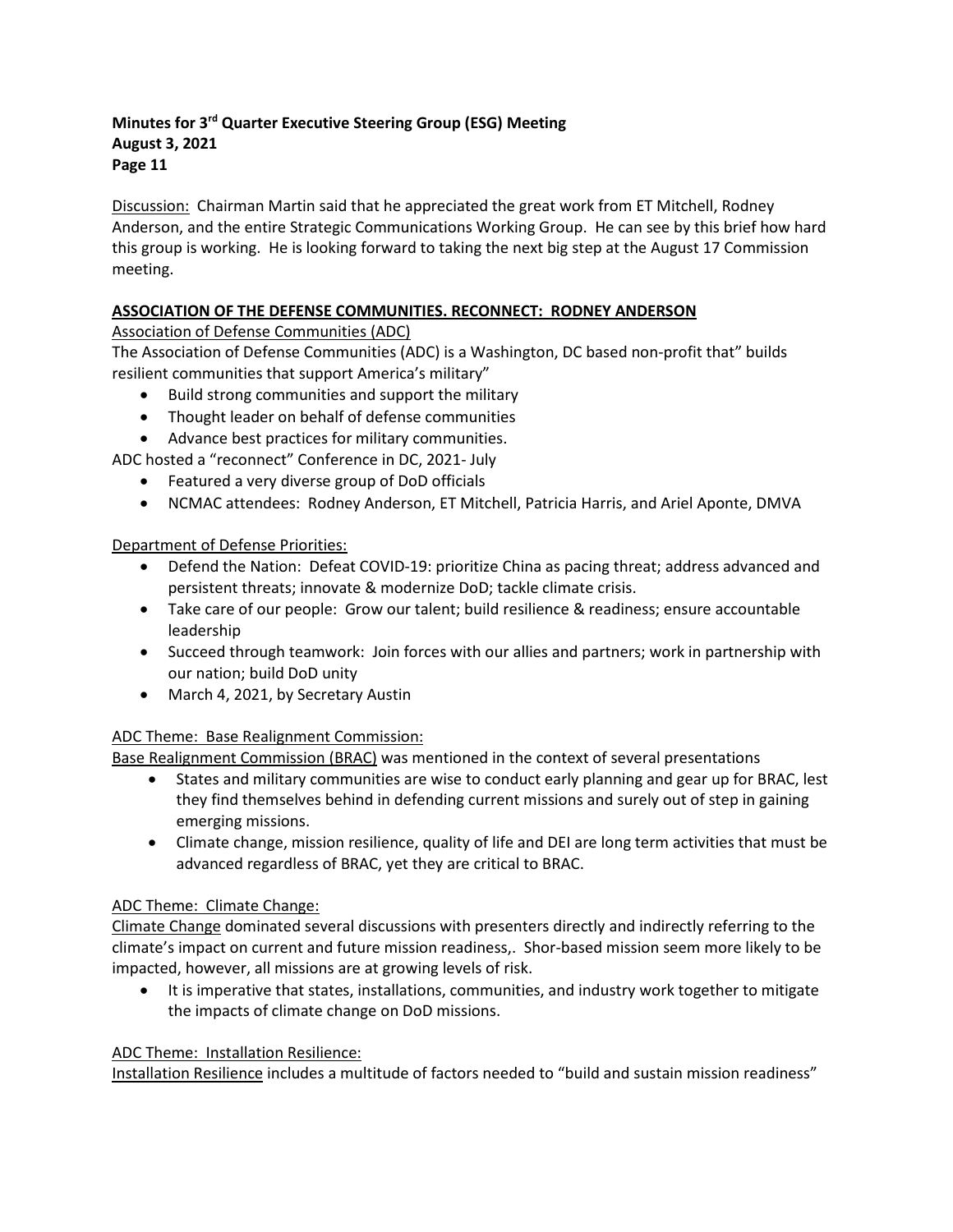Discussion: Chairman Martin said that he appreciated the great work from ET Mitchell, Rodney Anderson, and the entire Strategic Communications Working Group. He can see by this brief how hard this group is working. He is looking forward to taking the next big step at the August 17 Commission meeting.

**ASSOCIATION OF THE DEFENSE COMMUNITIES. RECONNECT: RODNEY ANDERSON**

Association of Defense Communities (ADC)

The Association of Defense Communities (ADC) is a Washington, DC based non-profit that" builds resilient communities that support America's military"

- Build strong communities and support the military
- Thought leader on behalf of defense communities
- Advance best practices for military communities.

ADC hosted a "reconnect" Conference in DC, 2021- July

- Featured a very diverse group of DoD officials
- NCMAC attendees: Rodney Anderson, ET Mitchell, Patricia Harris, and Ariel Aponte, DMVA

Department of Defense Priorities:

- Defend the Nation: Defeat COVID-19: prioritize China as pacing threat; address advanced and persistent threats; innovate & modernize DoD; tackle climate crisis.
- Take care of our people: Grow our talent; build resilience & readiness; ensure accountable leadership
- Succeed through teamwork: Join forces with our allies and partners; work in partnership with our nation; build DoD unity
- March 4, 2021, by Secretary Austin

ADC Theme: Base Realignment Commission:

Base Realignment Commission (BRAC) was mentioned in the context of several presentations

- States and military communities are wise to conduct early planning and gear up for BRAC, lest they find themselves behind in defending current missions and surely out of step in gaining emerging missions.
- Climate change, mission resilience, quality of life and DEI are long term activities that must be advanced regardless of BRAC, yet they are critical to BRAC.

ADC Theme: Climate Change:

Climate Change dominated several discussions with presenters directly and indirectly referring to the climate's impact on current and future mission readiness,. Shor-based mission seem more likely to be impacted, however, all missions are at growing levels of risk.

- It is imperative that states, installations, communities, and industry work together to mitigate the impacts of climate change on DoD missions.

ADC Theme: Installation Resilience:

Installation Resilience includes a multitude of factors needed to "build and sustain mission readiness"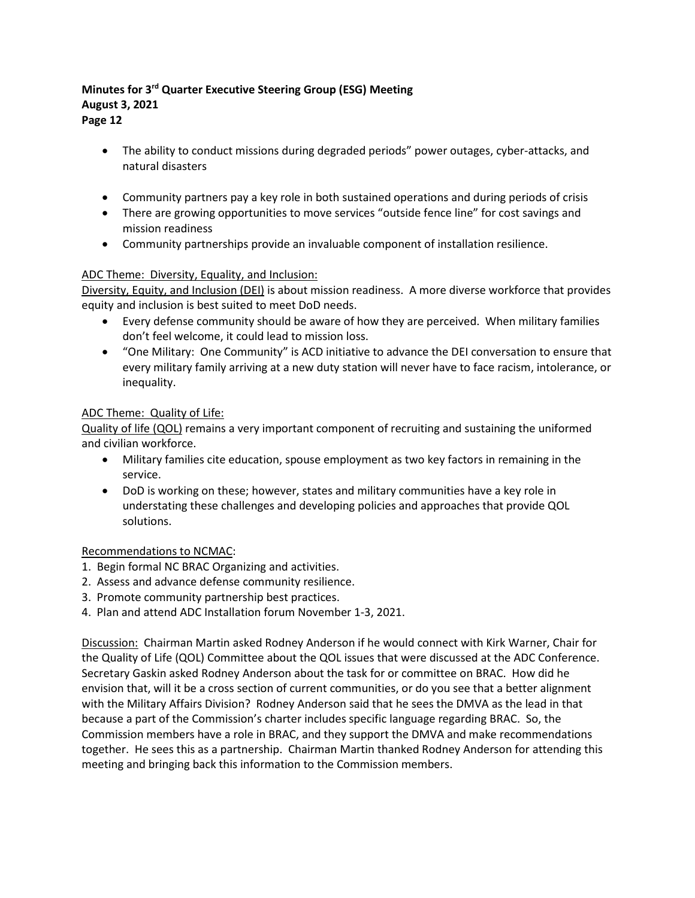- The ability to conduct missions during degraded periods" power outages, cyber-attacks, and natural disasters

- Community partners pay a key role in both sustained operations and during periods of crisis
- There are growing opportunities to move services "outside fence line" for cost savings and mission readiness
- Community partnerships provide an invaluable component of installation resilience.

<u>ADC Theme: Diversity, Equality, and Inclusion:</u>
<u>Diversity, Equity, and Inclusion (DEI)</u> is about mission readiness. A more diverse workforce that provides equity and inclusion is best suited to meet DoD needs.

- Every defense community should be aware of how they are perceived. When military families don't feel welcome, it could lead to mission loss.
- "One Military: One Community" is ACD initiative to advance the DEI conversation to ensure that every military family arriving at a new duty station will never have to face racism, intolerance, or inequality.

<u>ADC Theme: Quality of Life:</u>
<u>Quality of life (QOL)</u> remains a very important component of recruiting and sustaining the uniformed and civilian workforce.

- Military families cite education, spouse employment as two key factors in remaining in the service.
- DoD is working on these; however, states and military communities have a key role in understating these challenges and developing policies and approaches that provide QOL solutions.

<u>Recommendations to NCMAC</u>:
1. Begin formal NC BRAC Organizing and activities.
2. Assess and advance defense community resilience.
3. Promote community partnership best practices.
4. Plan and attend ADC Installation forum November 1-3, 2021.

<u>Discussion:</u> Chairman Martin asked Rodney Anderson if he would connect with Kirk Warner, Chair for the Quality of Life (QOL) Committee about the QOL issues that were discussed at the ADC Conference. Secretary Gaskin asked Rodney Anderson about the task for or committee on BRAC. How did he envision that, will it be a cross section of current communities, or do you see that a better alignment with the Military Affairs Division? Rodney Anderson said that he sees the DMVA as the lead in that because a part of the Commission's charter includes specific language regarding BRAC. So, the Commission members have a role in BRAC, and they support the DMVA and make recommendations together. He sees this as a partnership. Chairman Martin thanked Rodney Anderson for attending this meeting and bringing back this information to the Commission members.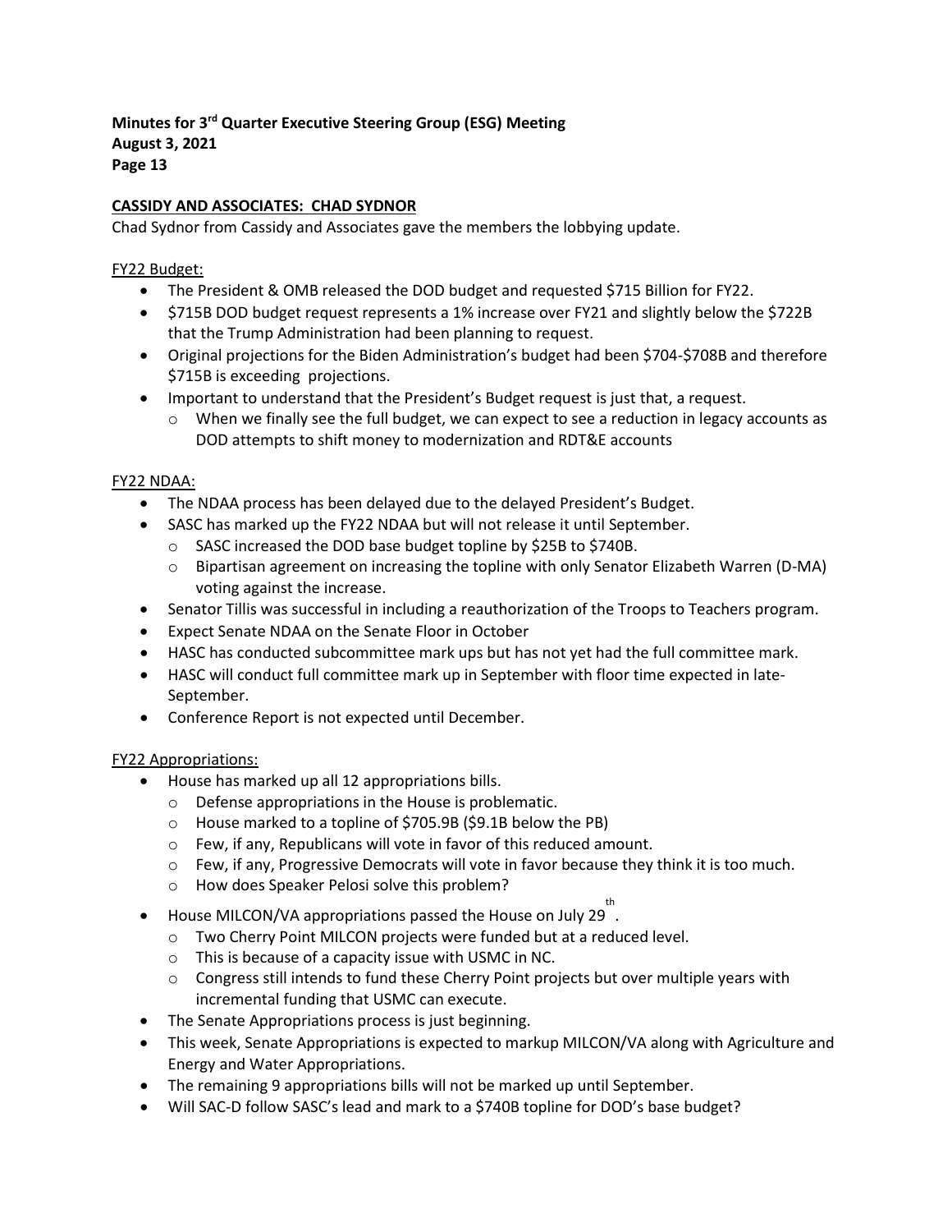**CASSIDY AND ASSOCIATES: CHAD SYDNOR**

Chad Sydnor from Cassidy and Associates gave the members the lobbying update.

FY22 Budget:

- The President & OMB released the DOD budget and requested $715 Billion for FY22.
- $715B DOD budget request represents a 1% increase over FY21 and slightly below the $722B that the Trump Administration had been planning to request.
- Original projections for the Biden Administration's budget had been $704-$708B and therefore $715B is exceeding projections.
- Important to understand that the President's Budget request is just that, a request.
  - When we finally see the full budget, we can expect to see a reduction in legacy accounts as DOD attempts to shift money to modernization and RDT&E accounts

FY22 NDAA:

- The NDAA process has been delayed due to the delayed President's Budget.
- SASC has marked up the FY22 NDAA but will not release it until September.
  - SASC increased the DOD base budget topline by $25B to $740B.
  - Bipartisan agreement on increasing the topline with only Senator Elizabeth Warren (D-MA) voting against the increase.
- Senator Tillis was successful in including a reauthorization of the Troops to Teachers program.
- Expect Senate NDAA on the Senate Floor in October
- HASC has conducted subcommittee mark ups but has not yet had the full committee mark.
- HASC will conduct full committee mark up in September with floor time expected in late-September.
- Conference Report is not expected until December.

FY22 Appropriations:

- House has marked up all 12 appropriations bills.
  - Defense appropriations in the House is problematic.
  - House marked to a topline of $705.9B ($9.1B below the PB)
  - Few, if any, Republicans will vote in favor of this reduced amount.
  - Few, if any, Progressive Democrats will vote in favor because they think it is too much.
  - How does Speaker Pelosi solve this problem?
- House MILCON/VA appropriations passed the House on July 29th.
  - Two Cherry Point MILCON projects were funded but at a reduced level.
  - This is because of a capacity issue with USMC in NC.
  - Congress still intends to fund these Cherry Point projects but over multiple years with incremental funding that USMC can execute.
- The Senate Appropriations process is just beginning.
- This week, Senate Appropriations is expected to markup MILCON/VA along with Agriculture and Energy and Water Appropriations.
- The remaining 9 appropriations bills will not be marked up until September.
- Will SAC-D follow SASC's lead and mark to a $740B topline for DOD's base budget?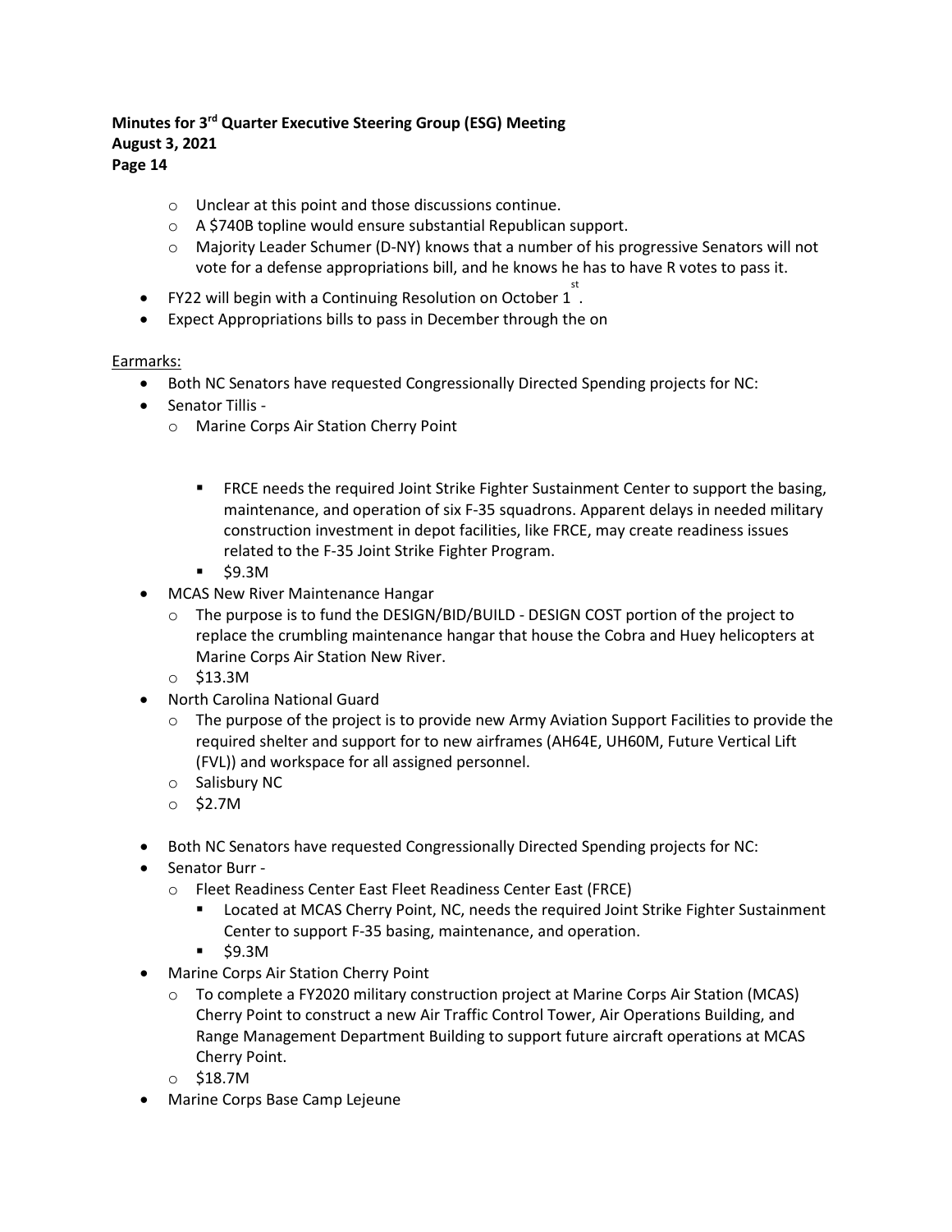- Unclear at this point and those discussions continue.
- A $740B topline would ensure substantial Republican support.
- Majority Leader Schumer (D-NY) knows that a number of his progressive Senators will not vote for a defense appropriations bill, and he knows he has to have R votes to pass it.

- FY22 will begin with a Continuing Resolution on October 1st.
- Expect Appropriations bills to pass in December through the on

Earmarks:

- Both NC Senators have requested Congressionally Directed Spending projects for NC:
- Senator Tillis -
  - Marine Corps Air Station Cherry Point
    - FRCE needs the required Joint Strike Fighter Sustainment Center to support the basing, maintenance, and operation of six F-35 squadrons. Apparent delays in needed military construction investment in depot facilities, like FRCE, may create readiness issues related to the F-35 Joint Strike Fighter Program.
    - $9.3M
- MCAS New River Maintenance Hangar
  - The purpose is to fund the DESIGN/BID/BUILD - DESIGN COST portion of the project to replace the crumbling maintenance hangar that house the Cobra and Huey helicopters at Marine Corps Air Station New River.
  - $13.3M
- North Carolina National Guard
  - The purpose of the project is to provide new Army Aviation Support Facilities to provide the required shelter and support for to new airframes (AH64E, UH60M, Future Vertical Lift (FVL)) and workspace for all assigned personnel.
  - Salisbury NC
  - $2.7M

- Both NC Senators have requested Congressionally Directed Spending projects for NC:
- Senator Burr -
  - Fleet Readiness Center East Fleet Readiness Center East (FRCE)
    - Located at MCAS Cherry Point, NC, needs the required Joint Strike Fighter Sustainment Center to support F-35 basing, maintenance, and operation.
    - $9.3M
- Marine Corps Air Station Cherry Point
  - To complete a FY2020 military construction project at Marine Corps Air Station (MCAS) Cherry Point to construct a new Air Traffic Control Tower, Air Operations Building, and Range Management Department Building to support future aircraft operations at MCAS Cherry Point.
  - $18.7M
- Marine Corps Base Camp Lejeune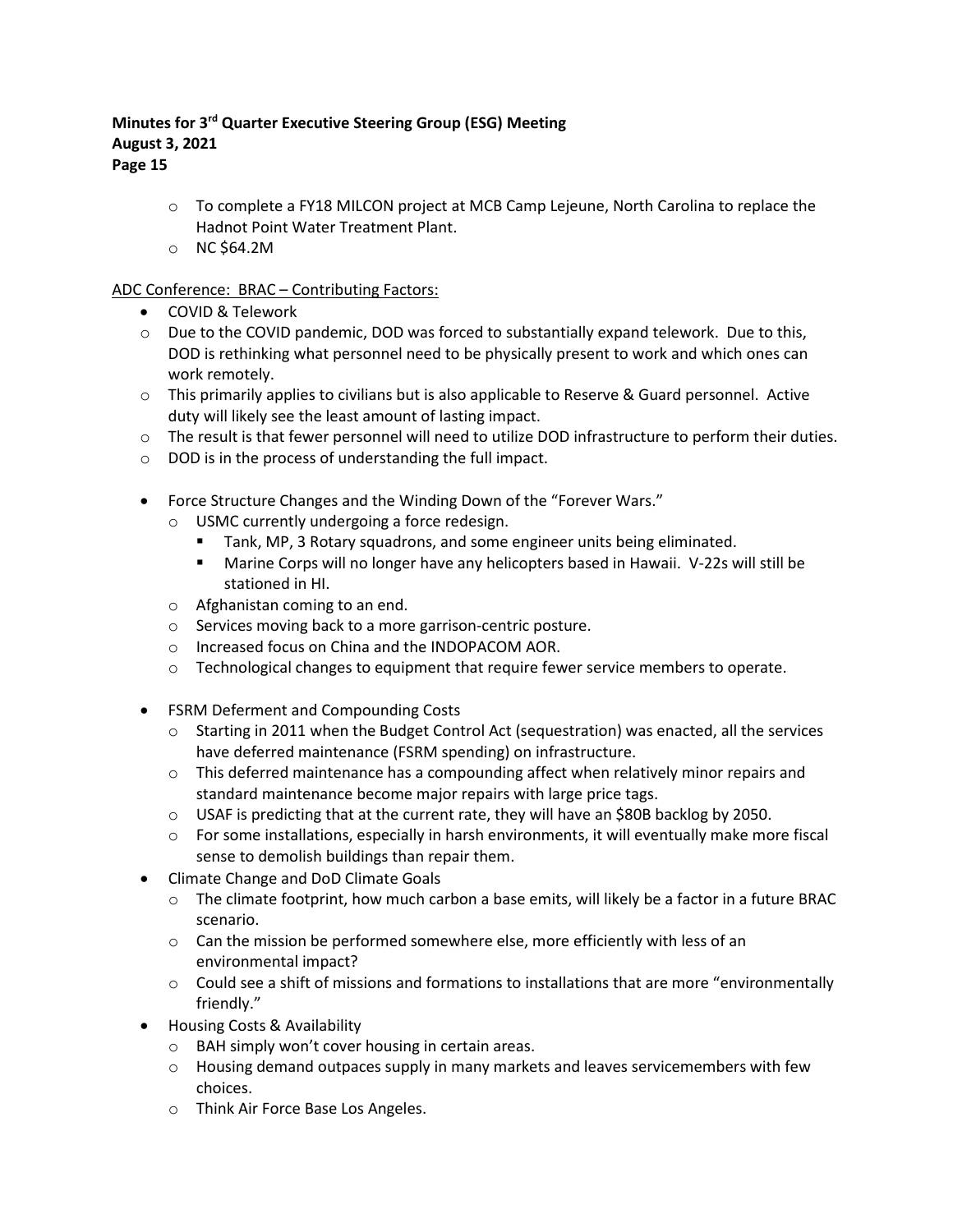- To complete a FY18 MILCON project at MCB Camp Lejeune, North Carolina to replace the Hadnot Point Water Treatment Plant.
- NC $64.2M

<u>ADC Conference: BRAC – Contributing Factors:</u>

- COVID & Telework
  - Due to the COVID pandemic, DOD was forced to substantially expand telework. Due to this, DOD is rethinking what personnel need to be physically present to work and which ones can work remotely.
  - This primarily applies to civilians but is also applicable to Reserve & Guard personnel. Active duty will likely see the least amount of lasting impact.
  - The result is that fewer personnel will need to utilize DOD infrastructure to perform their duties.
  - DOD is in the process of understanding the full impact.

- Force Structure Changes and the Winding Down of the "Forever Wars."
  - USMC currently undergoing a force redesign.
    - Tank, MP, 3 Rotary squadrons, and some engineer units being eliminated.
    - Marine Corps will no longer have any helicopters based in Hawaii. V-22s will still be stationed in HI.
  - Afghanistan coming to an end.
  - Services moving back to a more garrison-centric posture.
  - Increased focus on China and the INDOPACOM AOR.
  - Technological changes to equipment that require fewer service members to operate.

- FSRM Deferment and Compounding Costs
  - Starting in 2011 when the Budget Control Act (sequestration) was enacted, all the services have deferred maintenance (FSRM spending) on infrastructure.
  - This deferred maintenance has a compounding affect when relatively minor repairs and standard maintenance become major repairs with large price tags.
  - USAF is predicting that at the current rate, they will have an $80B backlog by 2050.
  - For some installations, especially in harsh environments, it will eventually make more fiscal sense to demolish buildings than repair them.
- Climate Change and DoD Climate Goals
  - The climate footprint, how much carbon a base emits, will likely be a factor in a future BRAC scenario.
  - Can the mission be performed somewhere else, more efficiently with less of an environmental impact?
  - Could see a shift of missions and formations to installations that are more "environmentally friendly."
- Housing Costs & Availability
  - BAH simply won't cover housing in certain areas.
  - Housing demand outpaces supply in many markets and leaves servicemembers with few choices.
  - Think Air Force Base Los Angeles.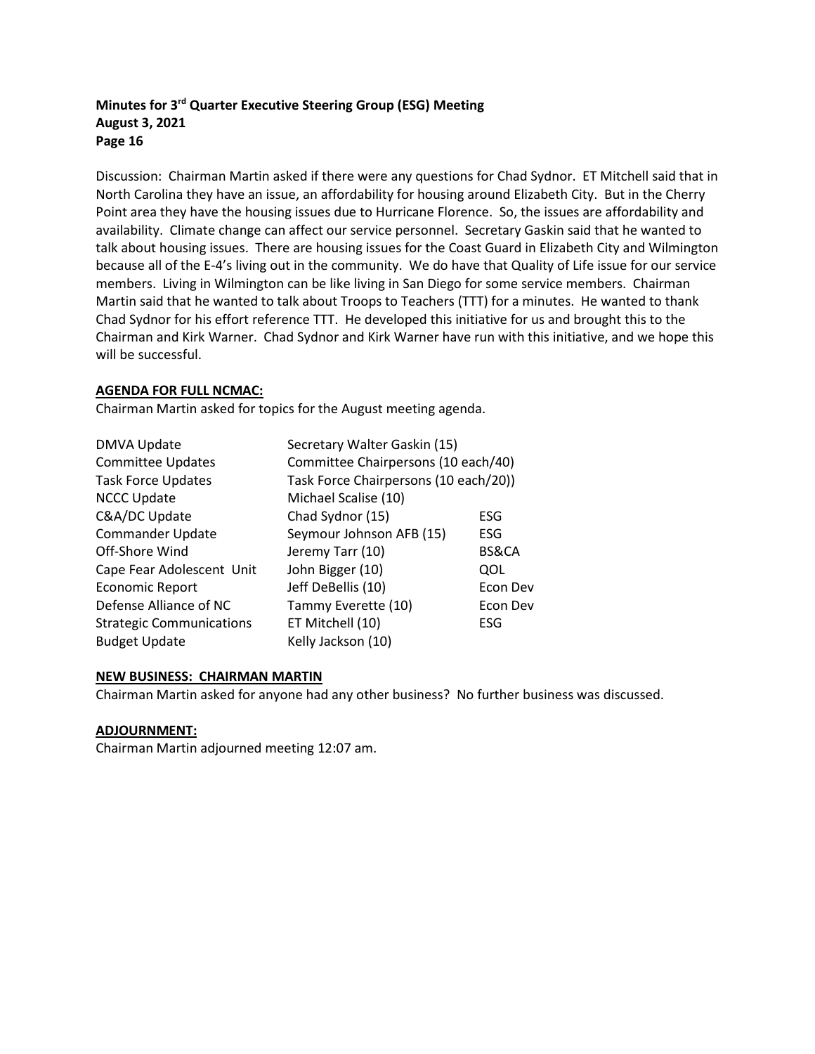Discussion: Chairman Martin asked if there were any questions for Chad Sydnor. ET Mitchell said that in North Carolina they have an issue, an affordability for housing around Elizabeth City. But in the Cherry Point area they have the housing issues due to Hurricane Florence. So, the issues are affordability and availability. Climate change can affect our service personnel. Secretary Gaskin said that he wanted to talk about housing issues. There are housing issues for the Coast Guard in Elizabeth City and Wilmington because all of the E-4's living out in the community. We do have that Quality of Life issue for our service members. Living in Wilmington can be like living in San Diego for some service members. Chairman Martin said that he wanted to talk about Troops to Teachers (TTT) for a minutes. He wanted to thank Chad Sydnor for his effort reference TTT. He developed this initiative for us and brought this to the Chairman and Kirk Warner. Chad Sydnor and Kirk Warner have run with this initiative, and we hope this will be successful.

**AGENDA FOR FULL NCMAC:**

Chairman Martin asked for topics for the August meeting agenda.

| | | |
|---|---|---|
| DMVA Update | Secretary Walter Gaskin (15) | |
| Committee Updates | Committee Chairpersons (10 each/40) | |
| Task Force Updates | Task Force Chairpersons (10 each/20)) | |
| NCCC Update | Michael Scalise (10) | |
| C&A/DC Update | Chad Sydnor (15) | ESG |
| Commander Update | Seymour Johnson AFB (15) | ESG |
| Off-Shore Wind | Jeremy Tarr (10) | BS&CA |
| Cape Fear Adolescent Unit | John Bigger (10) | QOL |
| Economic Report | Jeff DeBellis (10) | Econ Dev |
| Defense Alliance of NC | Tammy Everette (10) | Econ Dev |
| Strategic Communications | ET Mitchell (10) | ESG |
| Budget Update | Kelly Jackson (10) | |

**NEW BUSINESS: CHAIRMAN MARTIN**

Chairman Martin asked for anyone had any other business? No further business was discussed.

**ADJOURNMENT:**

Chairman Martin adjourned meeting 12:07 am.